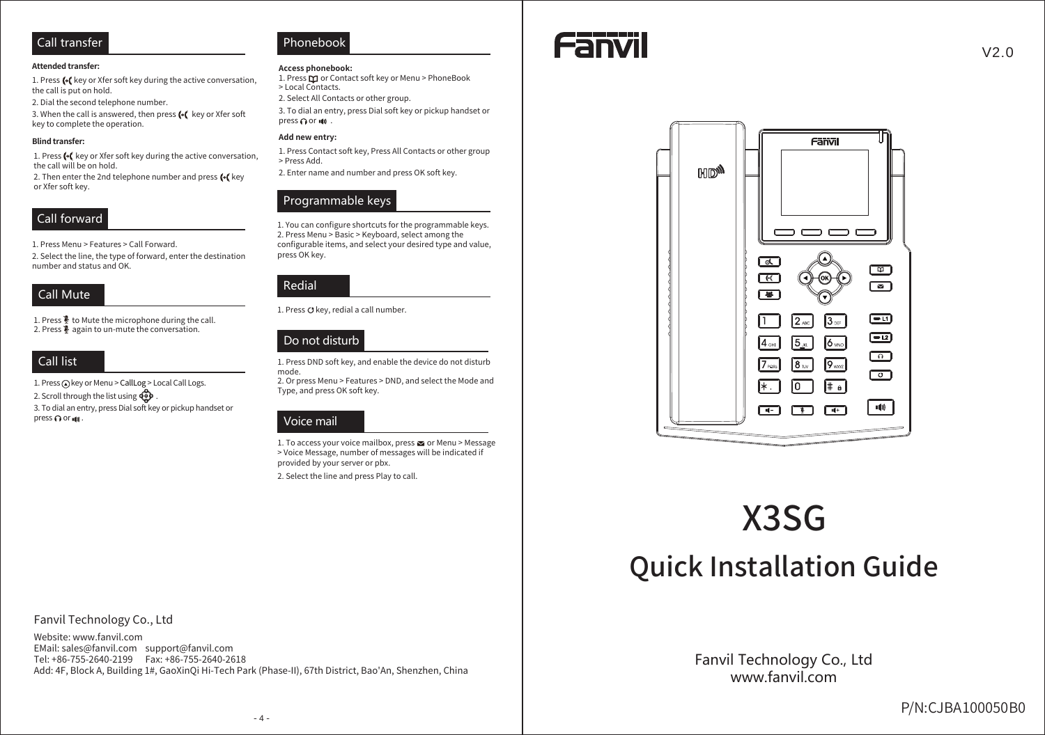## Call transfer

**Attended transfer:**

1. Press key or Xfer soft key during the active conversation, the call is put on hold.
2. Dial the second telephone number.
3. When the call is answered, then press key or Xfer soft key to complete the operation.

**Blind transfer:**

1. Press key or Xfer soft key during the active conversation, the call will be on hold.
2. Then enter the 2nd telephone number and press key or Xfer soft key.

## Call forward

1. Press Menu > Features > Call Forward.
2. Select the line, the type of forward, enter the destination number and status and OK.

## Call Mute

1. Press to Mute the microphone during the call.
2. Press again to un-mute the conversation.

## Call list

1. Press key or Menu > CallLog > Local Call Logs.
2. Scroll through the list using .
3. To dial an entry, press Dial soft key or pickup handset or press or .

## Phonebook

**Access phonebook:**

1. Press or Contact soft key or Menu > PhoneBook > Local Contacts.
2. Select All Contacts or other group.
3. To dial an entry, press Dial soft key or pickup handset or press or .

**Add new entry:**

1. Press Contact soft key, Press All Contacts or other group > Press Add.
2. Enter name and number and press OK soft key.

## Programmable keys

1. You can configure shortcuts for the programmable keys.
2. Press Menu > Basic > Keyboard, select among the configurable items, and select your desired type and value, press OK key.

## Redial

1. Press key, redial a call number.

## Do not disturb

1. Press DND soft key, and enable the device do not disturb mode.
2. Or press Menu > Features > DND, and select the Mode and Type, and press OK soft key.

## Voice mail

1. To access your voice mailbox, press or Menu > Message > Voice Message, number of messages will be indicated if provided by your server or pbx.
2. Select the line and press Play to call.

Fanvil Technology Co., Ltd

Website: www.fanvil.com
EMail: sales@fanvil.com support@fanvil.com
Tel: +86-755-2640-2199 Fax: +86-755-2640-2618
Add: 4F, Block A, Building 1#, GaoXinQi Hi-Tech Park (Phase-II), 67th District, Bao'An, Shenzhen, China

Fanvil

V2.0

# X3SG

# Quick Installation Guide

Fanvil Technology Co., Ltd
www.fanvil.com

P/N:CJBA100050B0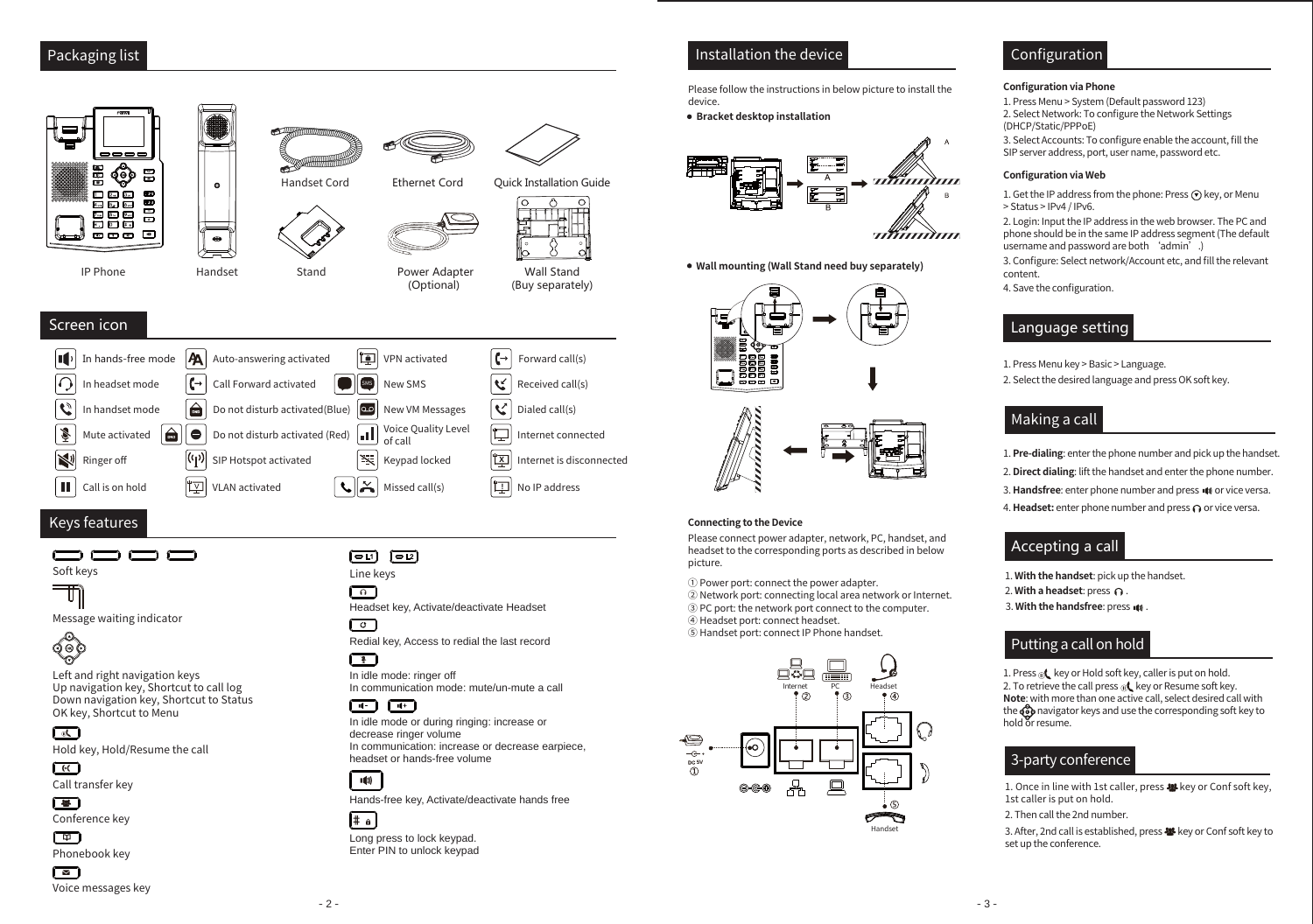## Packaging list

IP Phone

Handset

Handset Cord

Stand

Ethernet Cord

Power Adapter (Optional)

Quick Installation Guide

Wall Stand (Buy separately)

## Screen icon

| | | | |
|---|---|---|---|
| In hands-free mode | Auto-answering activated | VPN activated | Forward call(s) |
| In headset mode | Call Forward activated | New SMS | Received call(s) |
| In handset mode | Do not disturb activated(Blue) | New VM Messages | Dialed call(s) |
| Mute activated | Do not disturb activated (Red) | Voice Quality Level of call | Internet connected |
| Ringer off | SIP Hotspot activated | Keypad locked | Internet is disconnected |
| Call is on hold | VLAN activated | Missed call(s) | No IP address |

## Keys features

Soft keys

Message waiting indicator

Left and right navigation keys
Up navigation key, Shortcut to call log
Down navigation key, Shortcut to Status
OK key, Shortcut to Menu

Hold key, Hold/Resume the call

Call transfer key

Conference key

Phonebook key

Voice messages key

Line keys

Headset key, Activate/deactivate Headset

Redial key, Access to redial the last record

In idle mode: ringer off
In communication mode: mute/un-mute a call

In idle mode or during ringing: increase or decrease ringer volume
In communication: increase or decrease earpiece, headset or hands-free volume

Hands-free key, Activate/deactivate hands free

Long press to lock keypad.
Enter PIN to unlock keypad

## Installation the device

Please follow the instructions in below picture to install the device.

- **Bracket desktop installation**

A

B

- **Wall mounting (Wall Stand need buy separately)**

**Connecting to the Device**

Please connect power adapter, network, PC, handset, and headset to the corresponding ports as described in below picture.

① Power port: connect the power adapter.
② Network port: connecting local area network or Internet.
③ PC port: the network port connect to the computer.
④ Headset port: connect headset.
⑤ Handset port: connect IP Phone handset.

Internet ②

PC ③

Headset ④

DC 5V ①

⑤ Handset

## Configuration

**Configuration via Phone**

1. Press Menu > System (Default password 123)
2. Select Network: To configure the Network Settings (DHCP/Static/PPPoE)
3. Select Accounts: To configure enable the account, fill the SIP server address, port, user name, password etc.

**Configuration via Web**

1. Get the IP address from the phone: Press key, or Menu > Status > IPv4 / IPv6.
2. Login: Input the IP address in the web browser. The PC and phone should be in the same IP address segment (The default username and password are both 'admin'.)
3. Configure: Select network/Account etc, and fill the relevant content.
4. Save the configuration.

## Language setting

1. Press Menu key > Basic > Language.
2. Select the desired language and press OK soft key.

## Making a call

1. **Pre-dialing**: enter the phone number and pick up the handset.
2. **Direct dialing**: lift the handset and enter the phone number.
3. **Handsfree**: enter phone number and press or vice versa.
4. **Headset:** enter phone number and press or vice versa.

## Accepting a call

1. **With the handset**: pick up the handset.
2. **With a headset**: press .
3. **With the handsfree**: press .

## Putting a call on hold

1. Press key or Hold soft key, caller is put on hold.
2. To retrieve the call press key or Resume soft key.
**Note**: with more than one active call, select desired call with the navigator keys and use the corresponding soft key to hold or resume.

## 3-party conference

1. Once in line with 1st caller, press key or Conf soft key, 1st caller is put on hold.
2. Then call the 2nd number.
3. After, 2nd call is established, press key or Conf soft key to set up the conference.